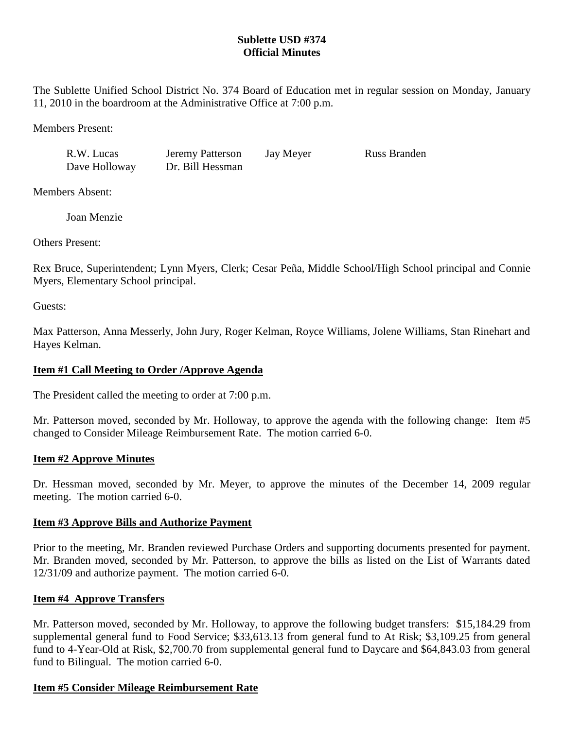# Sublette USD #374
# Official Minutes

The Sublette Unified School District No. 374 Board of Education met in regular session on Monday, January 11, 2010 in the boardroom at the Administrative Office at 7:00 p.m.

Members Present:

| | | | |
|---|---|---|---|
| R.W. Lucas | Jeremy Patterson | Jay Meyer | Russ Branden |
| Dave Holloway | Dr. Bill Hessman | | |

Members Absent:

Joan Menzie

Others Present:

Rex Bruce, Superintendent; Lynn Myers, Clerk; Cesar Peña, Middle School/High School principal and Connie Myers, Elementary School principal.

Guests:

Max Patterson, Anna Messerly, John Jury, Roger Kelman, Royce Williams, Jolene Williams, Stan Rinehart and Hayes Kelman.

**Item #1 Call Meeting to Order /Approve Agenda**

The President called the meeting to order at 7:00 p.m.

Mr. Patterson moved, seconded by Mr. Holloway, to approve the agenda with the following change: Item #5 changed to Consider Mileage Reimbursement Rate. The motion carried 6-0.

**Item #2 Approve Minutes**

Dr. Hessman moved, seconded by Mr. Meyer, to approve the minutes of the December 14, 2009 regular meeting. The motion carried 6-0.

**Item #3 Approve Bills and Authorize Payment**

Prior to the meeting, Mr. Branden reviewed Purchase Orders and supporting documents presented for payment. Mr. Branden moved, seconded by Mr. Patterson, to approve the bills as listed on the List of Warrants dated 12/31/09 and authorize payment. The motion carried 6-0.

**Item #4 Approve Transfers**

Mr. Patterson moved, seconded by Mr. Holloway, to approve the following budget transfers: $15,184.29 from supplemental general fund to Food Service; $33,613.13 from general fund to At Risk; $3,109.25 from general fund to 4-Year-Old at Risk, $2,700.70 from supplemental general fund to Daycare and $64,843.03 from general fund to Bilingual. The motion carried 6-0.

**Item #5 Consider Mileage Reimbursement Rate**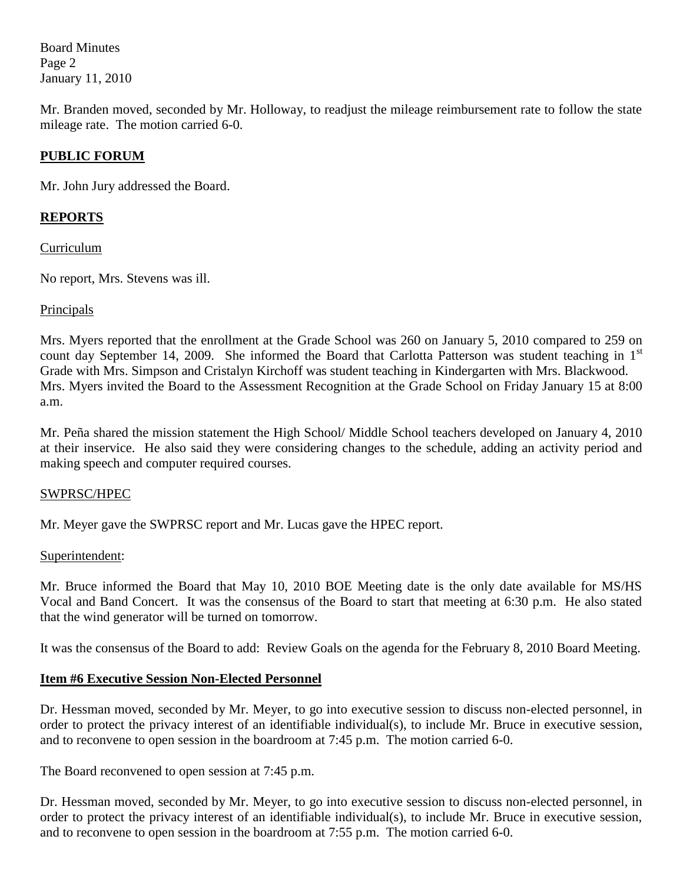Mr. Branden moved, seconded by Mr. Holloway, to readjust the mileage reimbursement rate to follow the state mileage rate. The motion carried 6-0.

## PUBLIC FORUM

Mr. John Jury addressed the Board.

## REPORTS

### Curriculum

No report, Mrs. Stevens was ill.

### Principals

Mrs. Myers reported that the enrollment at the Grade School was 260 on January 5, 2010 compared to 259 on count day September 14, 2009. She informed the Board that Carlotta Patterson was student teaching in 1st Grade with Mrs. Simpson and Cristalyn Kirchoff was student teaching in Kindergarten with Mrs. Blackwood. Mrs. Myers invited the Board to the Assessment Recognition at the Grade School on Friday January 15 at 8:00 a.m.

Mr. Peña shared the mission statement the High School/ Middle School teachers developed on January 4, 2010 at their inservice. He also said they were considering changes to the schedule, adding an activity period and making speech and computer required courses.

### SWPRSC/HPEC

Mr. Meyer gave the SWPRSC report and Mr. Lucas gave the HPEC report.

### Superintendent:

Mr. Bruce informed the Board that May 10, 2010 BOE Meeting date is the only date available for MS/HS Vocal and Band Concert. It was the consensus of the Board to start that meeting at 6:30 p.m. He also stated that the wind generator will be turned on tomorrow.

It was the consensus of the Board to add: Review Goals on the agenda for the February 8, 2010 Board Meeting.

## Item #6 Executive Session Non-Elected Personnel

Dr. Hessman moved, seconded by Mr. Meyer, to go into executive session to discuss non-elected personnel, in order to protect the privacy interest of an identifiable individual(s), to include Mr. Bruce in executive session, and to reconvene to open session in the boardroom at 7:45 p.m. The motion carried 6-0.

The Board reconvened to open session at 7:45 p.m.

Dr. Hessman moved, seconded by Mr. Meyer, to go into executive session to discuss non-elected personnel, in order to protect the privacy interest of an identifiable individual(s), to include Mr. Bruce in executive session, and to reconvene to open session in the boardroom at 7:55 p.m. The motion carried 6-0.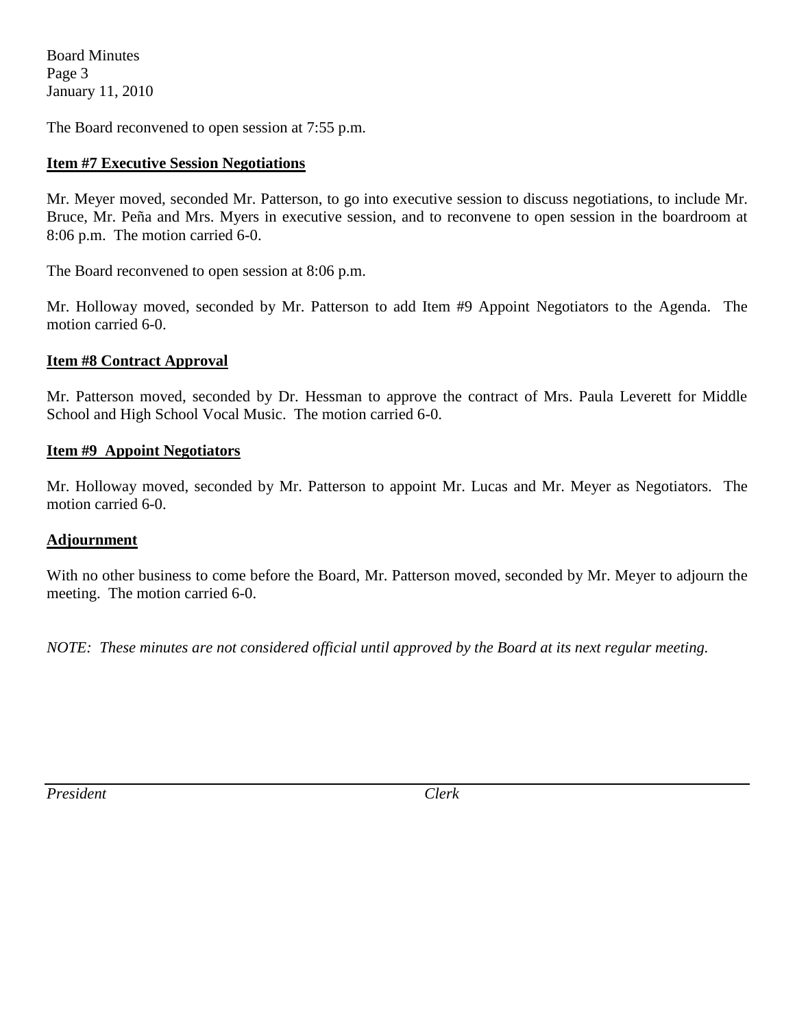The Board reconvened to open session at 7:55 p.m.

**Item #7 Executive Session Negotiations**

Mr. Meyer moved, seconded Mr. Patterson, to go into executive session to discuss negotiations, to include Mr. Bruce, Mr. Peña and Mrs. Myers in executive session, and to reconvene to open session in the boardroom at 8:06 p.m. The motion carried 6-0.

The Board reconvened to open session at 8:06 p.m.

Mr. Holloway moved, seconded by Mr. Patterson to add Item #9 Appoint Negotiators to the Agenda. The motion carried 6-0.

**Item #8 Contract Approval**

Mr. Patterson moved, seconded by Dr. Hessman to approve the contract of Mrs. Paula Leverett for Middle School and High School Vocal Music. The motion carried 6-0.

**Item #9 Appoint Negotiators**

Mr. Holloway moved, seconded by Mr. Patterson to appoint Mr. Lucas and Mr. Meyer as Negotiators. The motion carried 6-0.

**Adjournment**

With no other business to come before the Board, Mr. Patterson moved, seconded by Mr. Meyer to adjourn the meeting. The motion carried 6-0.

*NOTE: These minutes are not considered official until approved by the Board at its next regular meeting.*

*President* *Clerk*